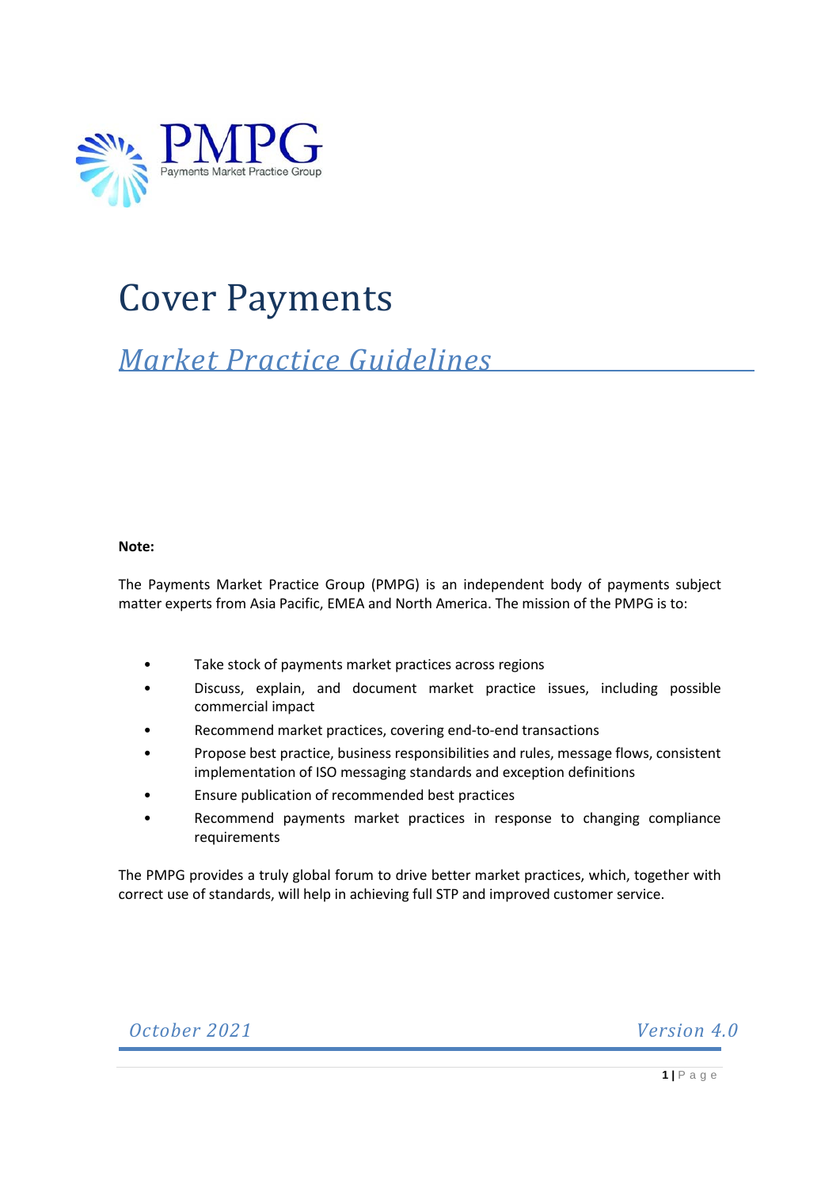PMPG
Payments Market Practice Group

# Cover Payments

## *Market Practice Guidelines*

**Note:**

The Payments Market Practice Group (PMPG) is an independent body of payments subject matter experts from Asia Pacific, EMEA and North America. The mission of the PMPG is to:

- Take stock of payments market practices across regions
- Discuss, explain, and document market practice issues, including possible commercial impact
- Recommend market practices, covering end-to-end transactions
- Propose best practice, business responsibilities and rules, message flows, consistent implementation of ISO messaging standards and exception definitions
- Ensure publication of recommended best practices
- Recommend payments market practices in response to changing compliance requirements

The PMPG provides a truly global forum to drive better market practices, which, together with correct use of standards, will help in achieving full STP and improved customer service.

*October 2021* *Version 4.0*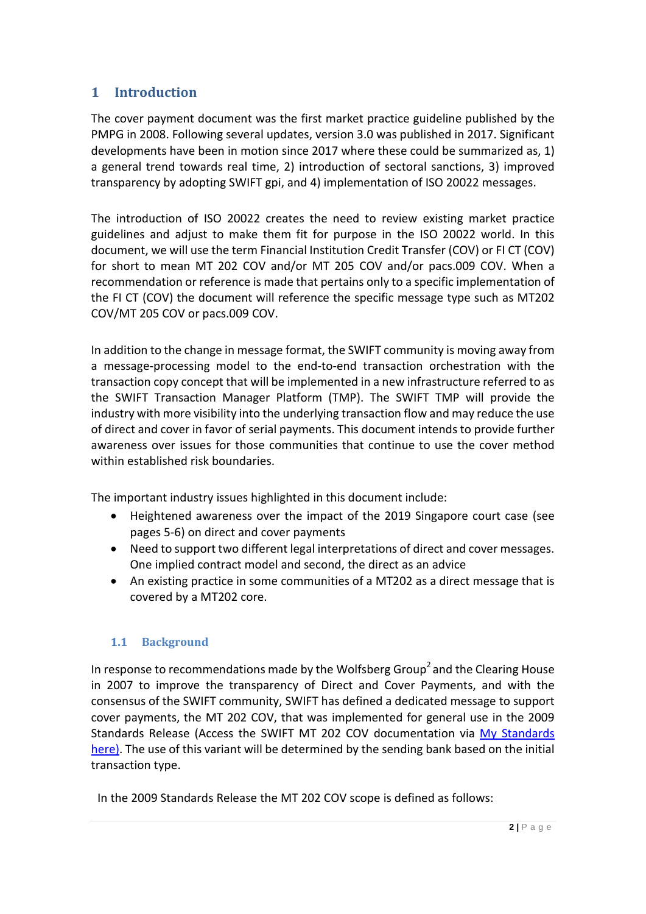# 1 Introduction

The cover payment document was the first market practice guideline published by the PMPG in 2008. Following several updates, version 3.0 was published in 2017. Significant developments have been in motion since 2017 where these could be summarized as, 1) a general trend towards real time, 2) introduction of sectoral sanctions, 3) improved transparency by adopting SWIFT gpi, and 4) implementation of ISO 20022 messages.

The introduction of ISO 20022 creates the need to review existing market practice guidelines and adjust to make them fit for purpose in the ISO 20022 world. In this document, we will use the term Financial Institution Credit Transfer (COV) or FI CT (COV) for short to mean MT 202 COV and/or MT 205 COV and/or pacs.009 COV. When a recommendation or reference is made that pertains only to a specific implementation of the FI CT (COV) the document will reference the specific message type such as MT202 COV/MT 205 COV or pacs.009 COV.

In addition to the change in message format, the SWIFT community is moving away from a message-processing model to the end-to-end transaction orchestration with the transaction copy concept that will be implemented in a new infrastructure referred to as the SWIFT Transaction Manager Platform (TMP). The SWIFT TMP will provide the industry with more visibility into the underlying transaction flow and may reduce the use of direct and cover in favor of serial payments. This document intends to provide further awareness over issues for those communities that continue to use the cover method within established risk boundaries.

The important industry issues highlighted in this document include:

- Heightened awareness over the impact of the 2019 Singapore court case (see pages 5-6) on direct and cover payments
- Need to support two different legal interpretations of direct and cover messages. One implied contract model and second, the direct as an advice
- An existing practice in some communities of a MT202 as a direct message that is covered by a MT202 core.

## 1.1 Background

In response to recommendations made by the Wolfsberg Group[2] and the Clearing House in 2007 to improve the transparency of Direct and Cover Payments, and with the consensus of the SWIFT community, SWIFT has defined a dedicated message to support cover payments, the MT 202 COV, that was implemented for general use in the 2009 Standards Release (Access the SWIFT MT 202 COV documentation via [My Standards here)](). The use of this variant will be determined by the sending bank based on the initial transaction type.

In the 2009 Standards Release the MT 202 COV scope is defined as follows: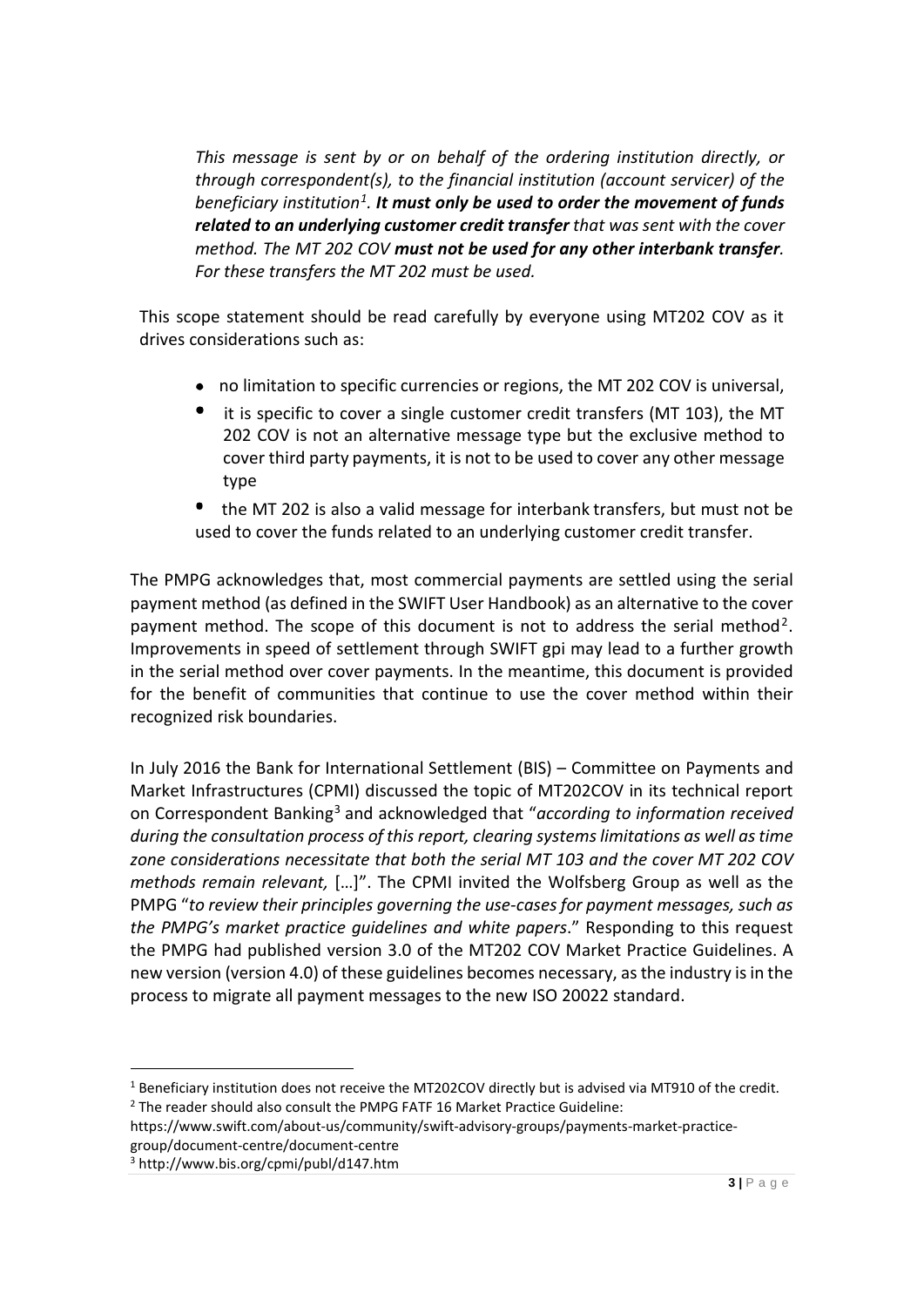*This message is sent by or on behalf of the ordering institution directly, or through correspondent(s), to the financial institution (account servicer) of the beneficiary institution[1]. **It must only be used to order the movement of funds related to an underlying customer credit transfer** that was sent with the cover method. The MT 202 COV **must not be used for any other interbank transfer**. For these transfers the MT 202 must be used.*

This scope statement should be read carefully by everyone using MT202 COV as it drives considerations such as:

- no limitation to specific currencies or regions, the MT 202 COV is universal,
- it is specific to cover a single customer credit transfers (MT 103), the MT 202 COV is not an alternative message type but the exclusive method to cover third party payments, it is not to be used to cover any other message type
- the MT 202 is also a valid message for interbank transfers, but must not be used to cover the funds related to an underlying customer credit transfer.

The PMPG acknowledges that, most commercial payments are settled using the serial payment method (as defined in the SWIFT User Handbook) as an alternative to the cover payment method. The scope of this document is not to address the serial method[2]. Improvements in speed of settlement through SWIFT gpi may lead to a further growth in the serial method over cover payments. In the meantime, this document is provided for the benefit of communities that continue to use the cover method within their recognized risk boundaries.

In July 2016 the Bank for International Settlement (BIS) – Committee on Payments and Market Infrastructures (CPMI) discussed the topic of MT202COV in its technical report on Correspondent Banking[3] and acknowledged that "*according to information received during the consultation process of this report, clearing systems limitations as well as time zone considerations necessitate that both the serial MT 103 and the cover MT 202 COV methods remain relevant,* […]". The CPMI invited the Wolfsberg Group as well as the PMPG "*to review their principles governing the use-cases for payment messages, such as the PMPG's market practice guidelines and white papers*." Responding to this request the PMPG had published version 3.0 of the MT202 COV Market Practice Guidelines. A new version (version 4.0) of these guidelines becomes necessary, as the industry is in the process to migrate all payment messages to the new ISO 20022 standard.

---

[1] Beneficiary institution does not receive the MT202COV directly but is advised via MT910 of the credit.

[2] The reader should also consult the PMPG FATF 16 Market Practice Guideline: https://www.swift.com/about-us/community/swift-advisory-groups/payments-market-practice-group/document-centre/document-centre

[3] http://www.bis.org/cpmi/publ/d147.htm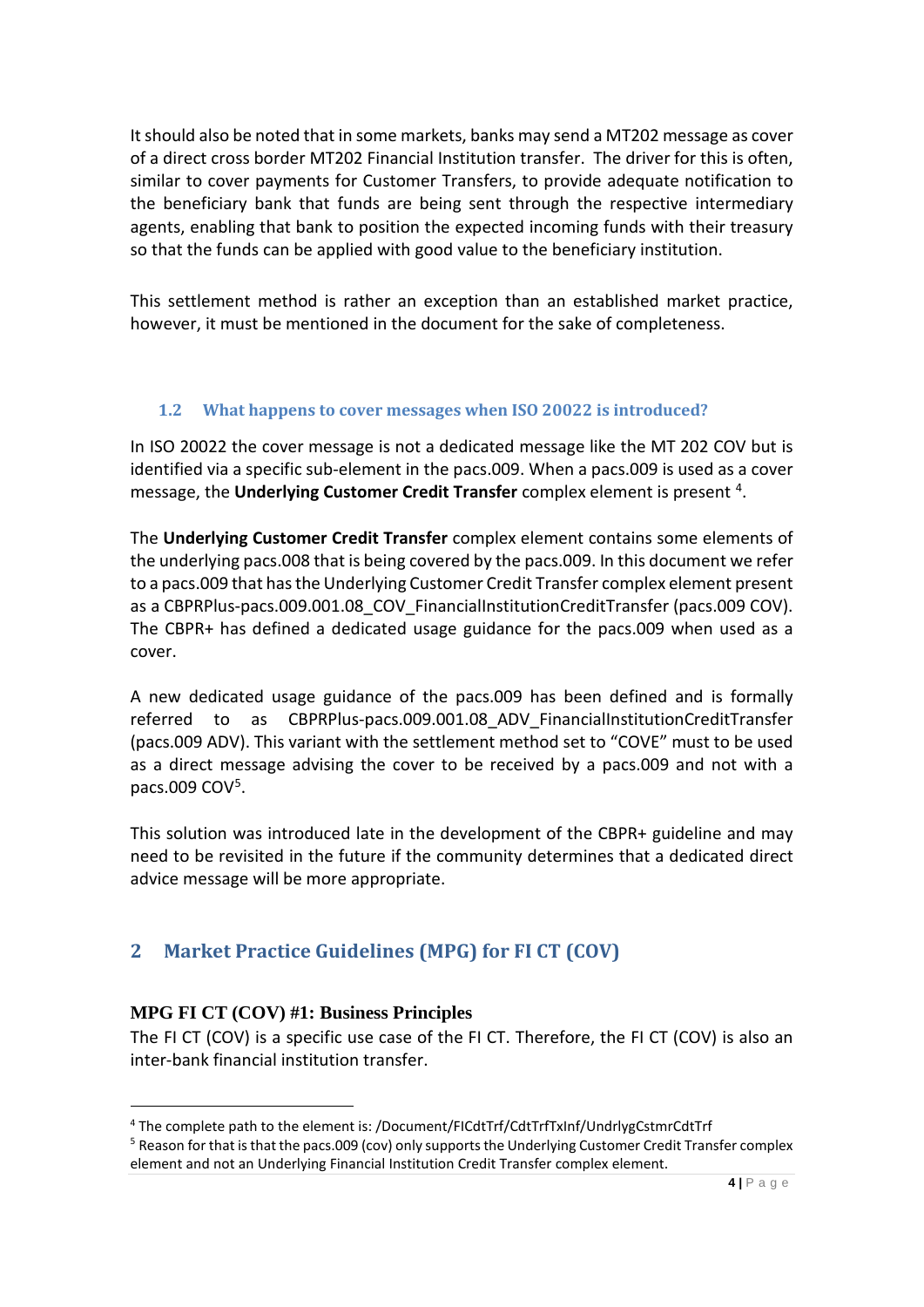It should also be noted that in some markets, banks may send a MT202 message as cover of a direct cross border MT202 Financial Institution transfer. The driver for this is often, similar to cover payments for Customer Transfers, to provide adequate notification to the beneficiary bank that funds are being sent through the respective intermediary agents, enabling that bank to position the expected incoming funds with their treasury so that the funds can be applied with good value to the beneficiary institution.

This settlement method is rather an exception than an established market practice, however, it must be mentioned in the document for the sake of completeness.

### 1.2 What happens to cover messages when ISO 20022 is introduced?

In ISO 20022 the cover message is not a dedicated message like the MT 202 COV but is identified via a specific sub-element in the pacs.009. When a pacs.009 is used as a cover message, the **Underlying Customer Credit Transfer** complex element is present [4].

The **Underlying Customer Credit Transfer** complex element contains some elements of the underlying pacs.008 that is being covered by the pacs.009. In this document we refer to a pacs.009 that has the Underlying Customer Credit Transfer complex element present as a CBPRPlus-pacs.009.001.08_COV_FinancialInstitutionCreditTransfer (pacs.009 COV). The CBPR+ has defined a dedicated usage guidance for the pacs.009 when used as a cover.

A new dedicated usage guidance of the pacs.009 has been defined and is formally referred to as CBPRPlus-pacs.009.001.08_ADV_FinancialInstitutionCreditTransfer (pacs.009 ADV). This variant with the settlement method set to "COVE" must to be used as a direct message advising the cover to be received by a pacs.009 and not with a pacs.009 COV[5].

This solution was introduced late in the development of the CBPR+ guideline and may need to be revisited in the future if the community determines that a dedicated direct advice message will be more appropriate.

## 2 Market Practice Guidelines (MPG) for FI CT (COV)

### MPG FI CT (COV) #1: Business Principles

The FI CT (COV) is a specific use case of the FI CT. Therefore, the FI CT (COV) is also an inter-bank financial institution transfer.

---

[4] The complete path to the element is: /Document/FICdtTrf/CdtTrfTxInf/UndrlygCstmrCdtTrf

[5] Reason for that is that the pacs.009 (cov) only supports the Underlying Customer Credit Transfer complex element and not an Underlying Financial Institution Credit Transfer complex element.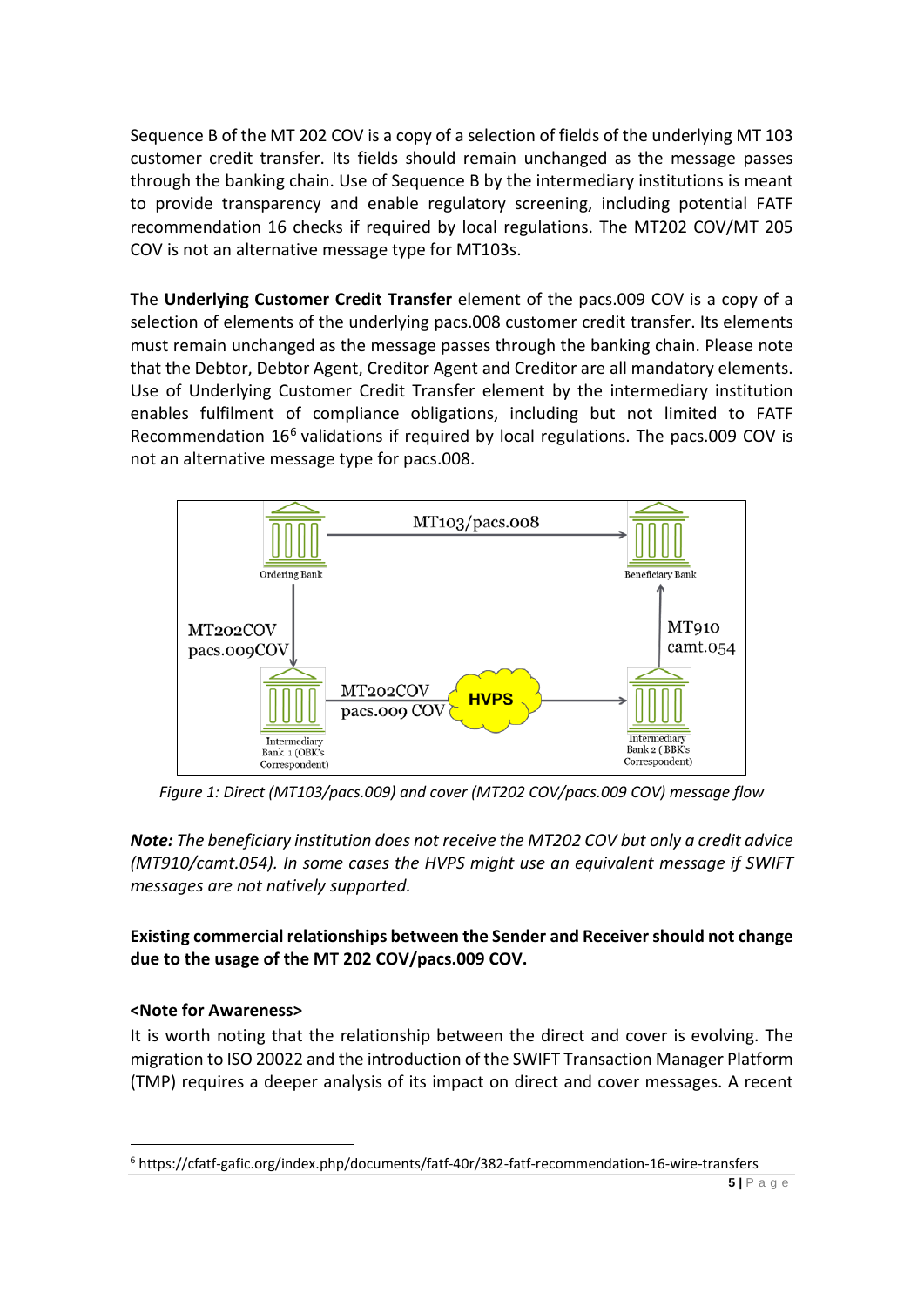Sequence B of the MT 202 COV is a copy of a selection of fields of the underlying MT 103 customer credit transfer. Its fields should remain unchanged as the message passes through the banking chain. Use of Sequence B by the intermediary institutions is meant to provide transparency and enable regulatory screening, including potential FATF recommendation 16 checks if required by local regulations. The MT202 COV/MT 205 COV is not an alternative message type for MT103s.

The **Underlying Customer Credit Transfer** element of the pacs.009 COV is a copy of a selection of elements of the underlying pacs.008 customer credit transfer. Its elements must remain unchanged as the message passes through the banking chain. Please note that the Debtor, Debtor Agent, Creditor Agent and Creditor are all mandatory elements. Use of Underlying Customer Credit Transfer element by the intermediary institution enables fulfilment of compliance obligations, including but not limited to FATF Recommendation 16[6] validations if required by local regulations. The pacs.009 COV is not an alternative message type for pacs.008.

*Figure 1: Direct (MT103/pacs.009) and cover (MT202 COV/pacs.009 COV) message flow*

***Note:*** *The beneficiary institution does not receive the MT202 COV but only a credit advice (MT910/camt.054). In some cases the HVPS might use an equivalent message if SWIFT messages are not natively supported.*

**Existing commercial relationships between the Sender and Receiver should not change due to the usage of the MT 202 COV/pacs.009 COV.**

**<Note for Awareness>**

It is worth noting that the relationship between the direct and cover is evolving. The migration to ISO 20022 and the introduction of the SWIFT Transaction Manager Platform (TMP) requires a deeper analysis of its impact on direct and cover messages. A recent

[6] https://cfatf-gafic.org/index.php/documents/fatf-40r/382-fatf-recommendation-16-wire-transfers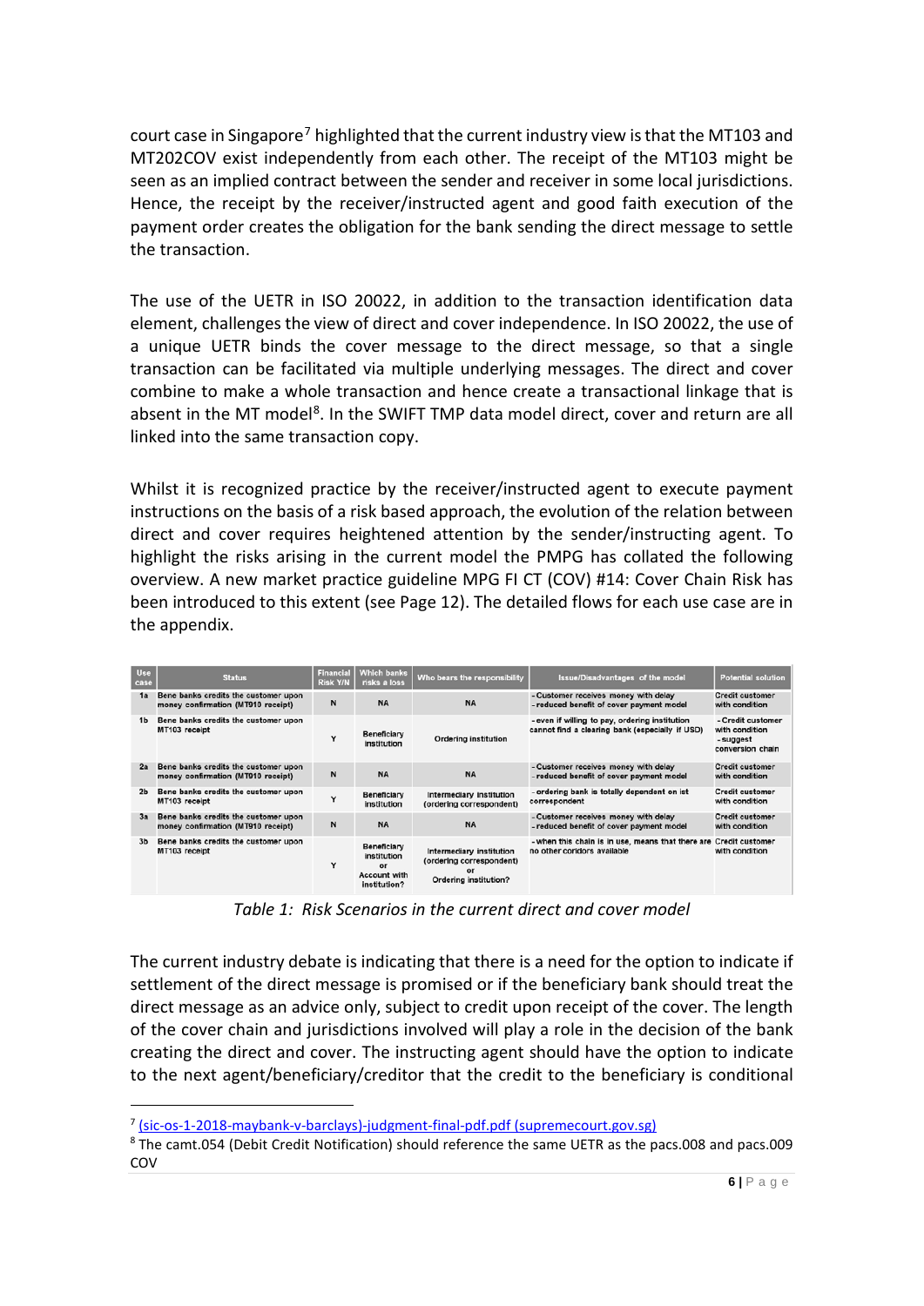court case in Singapore[7] highlighted that the current industry view is that the MT103 and MT202COV exist independently from each other. The receipt of the MT103 might be seen as an implied contract between the sender and receiver in some local jurisdictions. Hence, the receipt by the receiver/instructed agent and good faith execution of the payment order creates the obligation for the bank sending the direct message to settle the transaction.

The use of the UETR in ISO 20022, in addition to the transaction identification data element, challenges the view of direct and cover independence. In ISO 20022, the use of a unique UETR binds the cover message to the direct message, so that a single transaction can be facilitated via multiple underlying messages. The direct and cover combine to make a whole transaction and hence create a transactional linkage that is absent in the MT model[8]. In the SWIFT TMP data model direct, cover and return are all linked into the same transaction copy.

Whilst it is recognized practice by the receiver/instructed agent to execute payment instructions on the basis of a risk based approach, the evolution of the relation between direct and cover requires heightened attention by the sender/instructing agent. To highlight the risks arising in the current model the PMPG has collated the following overview. A new market practice guideline MPG FI CT (COV) #14: Cover Chain Risk has been introduced to this extent (see Page 12). The detailed flows for each use case are in the appendix.

| Use case | Status | Financial Risk Y/N | Which banks risks a loss | Who bears the responsibility | Issue/Disadvantages of the model | Potential solution |
|---|---|---|---|---|---|---|
| 1a | Bene banks credits the customer upon money confirmation (MT910 receipt) | N | NA | NA | - Customer receives money with delay<br>- reduced benefit of cover payment model | Credit customer with condition |
| 1b | Bene banks credits the customer upon MT103 receipt | Y | Beneficiary institution | Ordering institution | - even if willing to pay, ordering institution cannot find a clearing bank (especially if USD) | - Credit customer with condition<br>- suggest conversion chain |
| 2a | Bene banks credits the customer upon money confirmation (MT910 receipt) | N | NA | NA | - Customer receives money with delay<br>- reduced benefit of cover payment model | Credit customer with condition |
| 2b | Bene banks credits the customer upon MT103 receipt | Y | Beneficiary institution | Intermediary institution (ordering correspondent) | - ordering bank is totally dependent on ist correspondent | Credit customer with condition |
| 3a | Bene banks credits the customer upon money confirmation (MT910 receipt) | N | NA | NA | - Customer receives money with delay<br>- reduced benefit of cover payment model | Credit customer with condition |
| 3b | Bene banks credits the customer upon MT103 receipt | Y | Beneficiary institution or Account with institution? | Intermediary institution (ordering correspondent) or Ordering institution? | - when this chain is in use, means that there are no other corridors available | Credit customer with condition |

*Table 1: Risk Scenarios in the current direct and cover model*

The current industry debate is indicating that there is a need for the option to indicate if settlement of the direct message is promised or if the beneficiary bank should treat the direct message as an advice only, subject to credit upon receipt of the cover. The length of the cover chain and jurisdictions involved will play a role in the decision of the bank creating the direct and cover. The instructing agent should have the option to indicate to the next agent/beneficiary/creditor that the credit to the beneficiary is conditional

[7] (sic-os-1-2018-maybank-v-barclays)-judgment-final-pdf.pdf (supremecourt.gov.sg)

[8] The camt.054 (Debit Credit Notification) should reference the same UETR as the pacs.008 and pacs.009 COV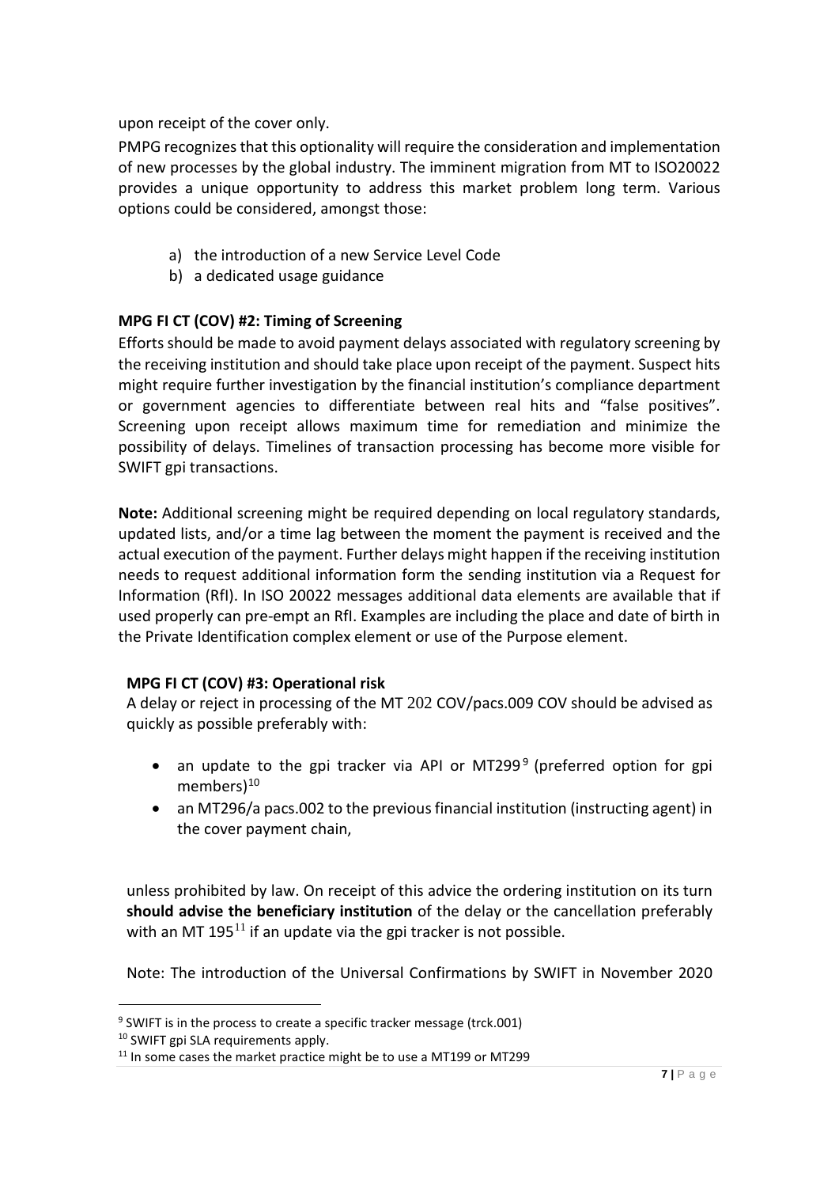upon receipt of the cover only.

PMPG recognizes that this optionality will require the consideration and implementation of new processes by the global industry. The imminent migration from MT to ISO20022 provides a unique opportunity to address this market problem long term. Various options could be considered, amongst those:

a) the introduction of a new Service Level Code
b) a dedicated usage guidance

**MPG FI CT (COV) #2: Timing of Screening**

Efforts should be made to avoid payment delays associated with regulatory screening by the receiving institution and should take place upon receipt of the payment. Suspect hits might require further investigation by the financial institution's compliance department or government agencies to differentiate between real hits and "false positives". Screening upon receipt allows maximum time for remediation and minimize the possibility of delays. Timelines of transaction processing has become more visible for SWIFT gpi transactions.

**Note:** Additional screening might be required depending on local regulatory standards, updated lists, and/or a time lag between the moment the payment is received and the actual execution of the payment. Further delays might happen if the receiving institution needs to request additional information form the sending institution via a Request for Information (RfI). In ISO 20022 messages additional data elements are available that if used properly can pre-empt an RfI. Examples are including the place and date of birth in the Private Identification complex element or use of the Purpose element.

**MPG FI CT (COV) #3: Operational risk**

A delay or reject in processing of the MT 202 COV/pacs.009 COV should be advised as quickly as possible preferably with:

- an update to the gpi tracker via API or MT299[9] (preferred option for gpi members)[10]
- an MT296/a pacs.002 to the previous financial institution (instructing agent) in the cover payment chain,

unless prohibited by law. On receipt of this advice the ordering institution on its turn **should advise the beneficiary institution** of the delay or the cancellation preferably with an MT 195[11] if an update via the gpi tracker is not possible.

Note: The introduction of the Universal Confirmations by SWIFT in November 2020

[9] SWIFT is in the process to create a specific tracker message (trck.001)

[10] SWIFT gpi SLA requirements apply.

[11] In some cases the market practice might be to use a MT199 or MT299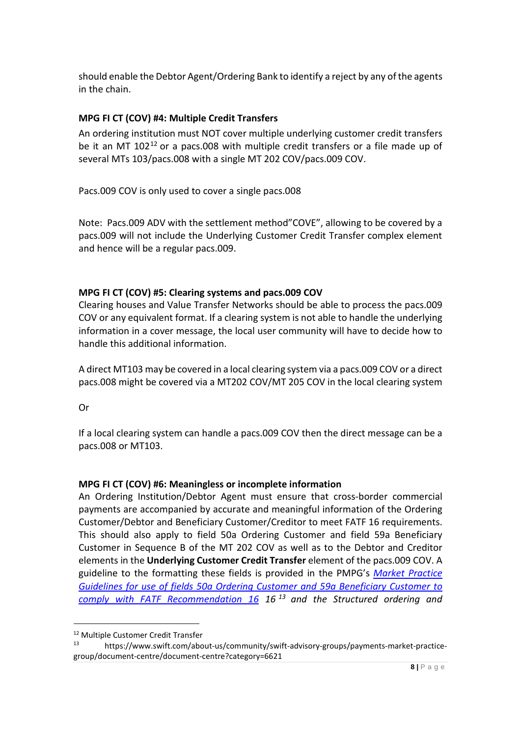should enable the Debtor Agent/Ordering Bank to identify a reject by any of the agents in the chain.

**MPG FI CT (COV) #4: Multiple Credit Transfers**

An ordering institution must NOT cover multiple underlying customer credit transfers be it an MT 102[12] or a pacs.008 with multiple credit transfers or a file made up of several MTs 103/pacs.008 with a single MT 202 COV/pacs.009 COV.

Pacs.009 COV is only used to cover a single pacs.008

Note: Pacs.009 ADV with the settlement method"COVE", allowing to be covered by a pacs.009 will not include the Underlying Customer Credit Transfer complex element and hence will be a regular pacs.009.

**MPG FI CT (COV) #5: Clearing systems and pacs.009 COV**

Clearing houses and Value Transfer Networks should be able to process the pacs.009 COV or any equivalent format. If a clearing system is not able to handle the underlying information in a cover message, the local user community will have to decide how to handle this additional information.

A direct MT103 may be covered in a local clearing system via a pacs.009 COV or a direct pacs.008 might be covered via a MT202 COV/MT 205 COV in the local clearing system

Or

If a local clearing system can handle a pacs.009 COV then the direct message can be a pacs.008 or MT103.

**MPG FI CT (COV) #6: Meaningless or incomplete information**

An Ordering Institution/Debtor Agent must ensure that cross-border commercial payments are accompanied by accurate and meaningful information of the Ordering Customer/Debtor and Beneficiary Customer/Creditor to meet FATF 16 requirements. This should also apply to field 50a Ordering Customer and field 59a Beneficiary Customer in Sequence B of the MT 202 COV as well as to the Debtor and Creditor elements in the **Underlying Customer Credit Transfer** element of the pacs.009 COV. A guideline to the formatting these fields is provided in the PMPG's *Market Practice Guidelines for use of fields 50a Ordering Customer and 59a Beneficiary Customer to comply with FATF Recommendation 16* *16* [13] *and the Structured ordering and*

[12] Multiple Customer Credit Transfer

[13] https://www.swift.com/about-us/community/swift-advisory-groups/payments-market-practice-group/document-centre/document-centre?category=6621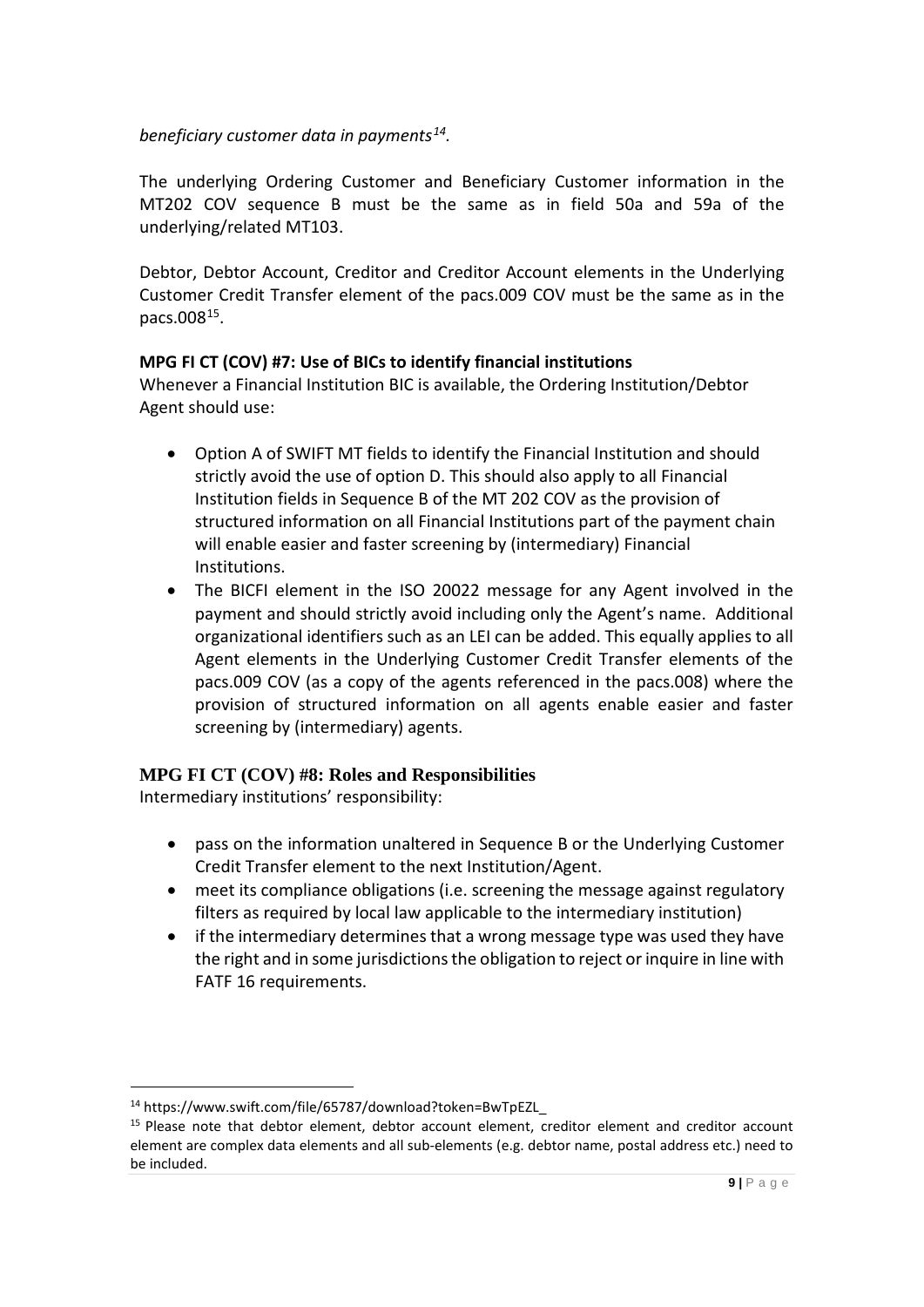*beneficiary customer data in payments[14].*

The underlying Ordering Customer and Beneficiary Customer information in the MT202 COV sequence B must be the same as in field 50a and 59a of the underlying/related MT103.

Debtor, Debtor Account, Creditor and Creditor Account elements in the Underlying Customer Credit Transfer element of the pacs.009 COV must be the same as in the pacs.008[15].

**MPG FI CT (COV) #7: Use of BICs to identify financial institutions**

Whenever a Financial Institution BIC is available, the Ordering Institution/Debtor Agent should use:

- Option A of SWIFT MT fields to identify the Financial Institution and should strictly avoid the use of option D. This should also apply to all Financial Institution fields in Sequence B of the MT 202 COV as the provision of structured information on all Financial Institutions part of the payment chain will enable easier and faster screening by (intermediary) Financial Institutions.
- The BICFI element in the ISO 20022 message for any Agent involved in the payment and should strictly avoid including only the Agent's name. Additional organizational identifiers such as an LEI can be added. This equally applies to all Agent elements in the Underlying Customer Credit Transfer elements of the pacs.009 COV (as a copy of the agents referenced in the pacs.008) where the provision of structured information on all agents enable easier and faster screening by (intermediary) agents.

**MPG FI CT (COV) #8: Roles and Responsibilities**

Intermediary institutions' responsibility:

- pass on the information unaltered in Sequence B or the Underlying Customer Credit Transfer element to the next Institution/Agent.
- meet its compliance obligations (i.e. screening the message against regulatory filters as required by local law applicable to the intermediary institution)
- if the intermediary determines that a wrong message type was used they have the right and in some jurisdictions the obligation to reject or inquire in line with FATF 16 requirements.

---

[14] https://www.swift.com/file/65787/download?token=BwTpEZL_

[15] Please note that debtor element, debtor account element, creditor element and creditor account element are complex data elements and all sub-elements (e.g. debtor name, postal address etc.) need to be included.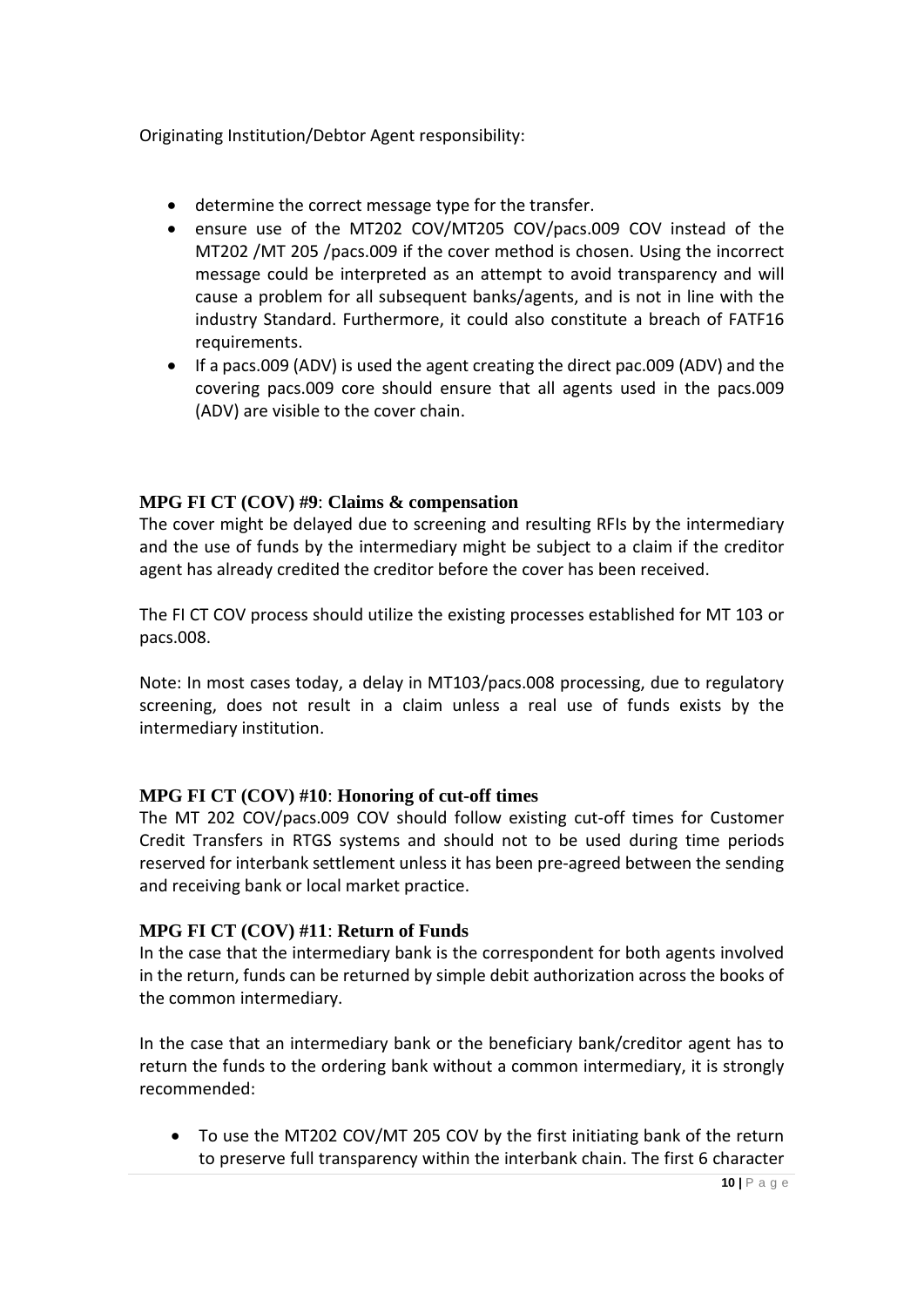Originating Institution/Debtor Agent responsibility:

- determine the correct message type for the transfer.
- ensure use of the MT202 COV/MT205 COV/pacs.009 COV instead of the MT202 /MT 205 /pacs.009 if the cover method is chosen. Using the incorrect message could be interpreted as an attempt to avoid transparency and will cause a problem for all subsequent banks/agents, and is not in line with the industry Standard. Furthermore, it could also constitute a breach of FATF16 requirements.
- If a pacs.009 (ADV) is used the agent creating the direct pac.009 (ADV) and the covering pacs.009 core should ensure that all agents used in the pacs.009 (ADV) are visible to the cover chain.

### MPG FI CT (COV) #9: Claims & compensation

The cover might be delayed due to screening and resulting RFIs by the intermediary and the use of funds by the intermediary might be subject to a claim if the creditor agent has already credited the creditor before the cover has been received.

The FI CT COV process should utilize the existing processes established for MT 103 or pacs.008.

Note: In most cases today, a delay in MT103/pacs.008 processing, due to regulatory screening, does not result in a claim unless a real use of funds exists by the intermediary institution.

### MPG FI CT (COV) #10: Honoring of cut-off times

The MT 202 COV/pacs.009 COV should follow existing cut-off times for Customer Credit Transfers in RTGS systems and should not to be used during time periods reserved for interbank settlement unless it has been pre-agreed between the sending and receiving bank or local market practice.

### MPG FI CT (COV) #11: Return of Funds

In the case that the intermediary bank is the correspondent for both agents involved in the return, funds can be returned by simple debit authorization across the books of the common intermediary.

In the case that an intermediary bank or the beneficiary bank/creditor agent has to return the funds to the ordering bank without a common intermediary, it is strongly recommended:

- To use the MT202 COV/MT 205 COV by the first initiating bank of the return to preserve full transparency within the interbank chain. The first 6 character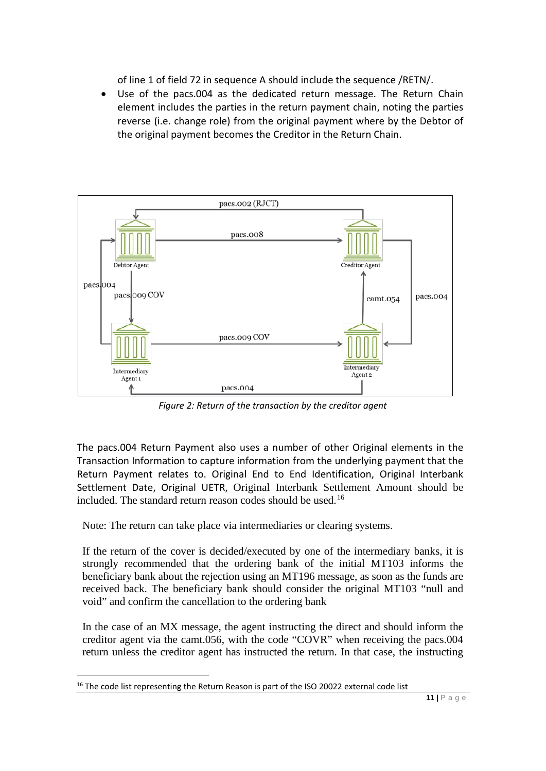of line 1 of field 72 in sequence A should include the sequence /RETN/.

- Use of the pacs.004 as the dedicated return message. The Return Chain element includes the parties in the return payment chain, noting the parties reverse (i.e. change role) from the original payment where by the Debtor of the original payment becomes the Creditor in the Return Chain.

*Figure 2: Return of the transaction by the creditor agent*

The pacs.004 Return Payment also uses a number of other Original elements in the Transaction Information to capture information from the underlying payment that the Return Payment relates to. Original End to End Identification, Original Interbank Settlement Date, Original UETR, Original Interbank Settlement Amount should be included. The standard return reason codes should be used.[16]

Note: The return can take place via intermediaries or clearing systems.

If the return of the cover is decided/executed by one of the intermediary banks, it is strongly recommended that the ordering bank of the initial MT103 informs the beneficiary bank about the rejection using an MT196 message, as soon as the funds are received back. The beneficiary bank should consider the original MT103 "null and void" and confirm the cancellation to the ordering bank

In the case of an MX message, the agent instructing the direct and should inform the creditor agent via the camt.056, with the code "COVR" when receiving the pacs.004 return unless the creditor agent has instructed the return. In that case, the instructing

[16] The code list representing the Return Reason is part of the ISO 20022 external code list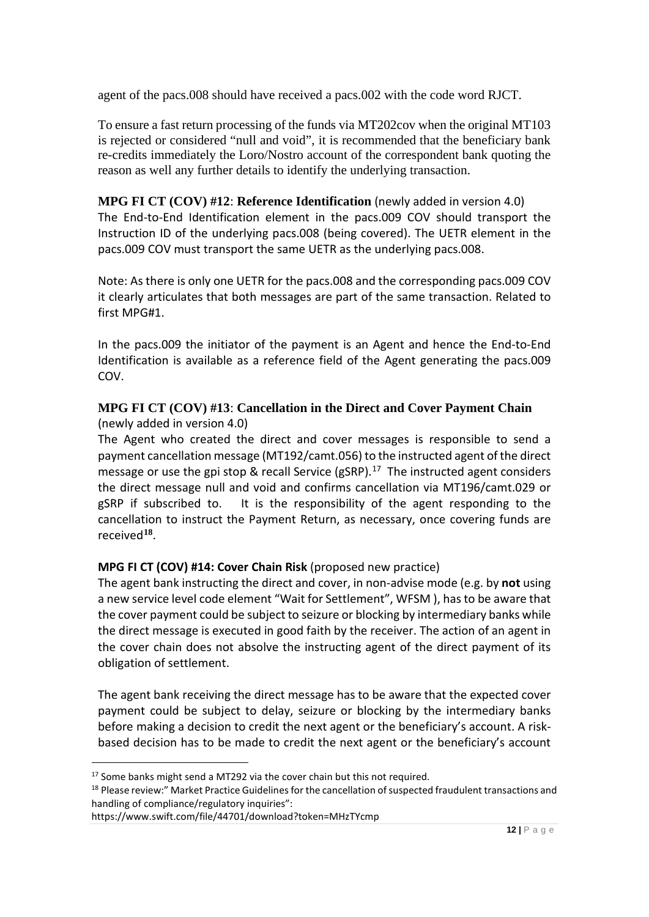agent of the pacs.008 should have received a pacs.002 with the code word RJCT.

To ensure a fast return processing of the funds via MT202cov when the original MT103 is rejected or considered "null and void", it is recommended that the beneficiary bank re-credits immediately the Loro/Nostro account of the correspondent bank quoting the reason as well any further details to identify the underlying transaction.

**MPG FI CT (COV) #12**: **Reference Identification** (newly added in version 4.0)
The End-to-End Identification element in the pacs.009 COV should transport the Instruction ID of the underlying pacs.008 (being covered). The UETR element in the pacs.009 COV must transport the same UETR as the underlying pacs.008.

Note: As there is only one UETR for the pacs.008 and the corresponding pacs.009 COV it clearly articulates that both messages are part of the same transaction. Related to first MPG#1.

In the pacs.009 the initiator of the payment is an Agent and hence the End-to-End Identification is available as a reference field of the Agent generating the pacs.009 COV.

**MPG FI CT (COV) #13**: **Cancellation in the Direct and Cover Payment Chain** (newly added in version 4.0)
The Agent who created the direct and cover messages is responsible to send a payment cancellation message (MT192/camt.056) to the instructed agent of the direct message or use the gpi stop & recall Service (gSRP).[17] The instructed agent considers the direct message null and void and confirms cancellation via MT196/camt.029 or gSRP if subscribed to. It is the responsibility of the agent responding to the cancellation to instruct the Payment Return, as necessary, once covering funds are received[18].

**MPG FI CT (COV) #14: Cover Chain Risk** (proposed new practice)
The agent bank instructing the direct and cover, in non-advise mode (e.g. by **not** using a new service level code element "Wait for Settlement", WFSM ), has to be aware that the cover payment could be subject to seizure or blocking by intermediary banks while the direct message is executed in good faith by the receiver. The action of an agent in the cover chain does not absolve the instructing agent of the direct payment of its obligation of settlement.

The agent bank receiving the direct message has to be aware that the expected cover payment could be subject to delay, seizure or blocking by the intermediary banks before making a decision to credit the next agent or the beneficiary's account. A risk-based decision has to be made to credit the next agent or the beneficiary's account

---

[17] Some banks might send a MT292 via the cover chain but this not required.

[18] Please review:" Market Practice Guidelines for the cancellation of suspected fraudulent transactions and handling of compliance/regulatory inquiries":
https://www.swift.com/file/44701/download?token=MHzTYcmp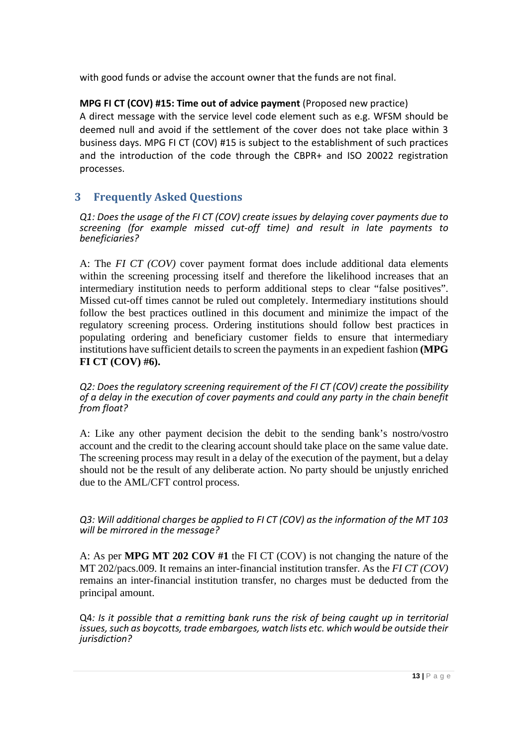with good funds or advise the account owner that the funds are not final.

**MPG FI CT (COV) #15: Time out of advice payment** (Proposed new practice)
A direct message with the service level code element such as e.g. WFSM should be deemed null and avoid if the settlement of the cover does not take place within 3 business days. MPG FI CT (COV) #15 is subject to the establishment of such practices and the introduction of the code through the CBPR+ and ISO 20022 registration processes.

## 3 Frequently Asked Questions

*Q1: Does the usage of the FI CT (COV) create issues by delaying cover payments due to screening (for example missed cut-off time) and result in late payments to beneficiaries?*

A: The *FI CT (COV)* cover payment format does include additional data elements within the screening processing itself and therefore the likelihood increases that an intermediary institution needs to perform additional steps to clear “false positives”. Missed cut-off times cannot be ruled out completely. Intermediary institutions should follow the best practices outlined in this document and minimize the impact of the regulatory screening process. Ordering institutions should follow best practices in populating ordering and beneficiary customer fields to ensure that intermediary institutions have sufficient details to screen the payments in an expedient fashion **(MPG FI CT (COV) #6).**

*Q2: Does the regulatory screening requirement of the FI CT (COV) create the possibility of a delay in the execution of cover payments and could any party in the chain benefit from float?*

A: Like any other payment decision the debit to the sending bank’s nostro/vostro account and the credit to the clearing account should take place on the same value date. The screening process may result in a delay of the execution of the payment, but a delay should not be the result of any deliberate action. No party should be unjustly enriched due to the AML/CFT control process.

*Q3: Will additional charges be applied to FI CT (COV) as the information of the MT 103 will be mirrored in the message?*

A: As per **MPG MT 202 COV #1** the FI CT (COV) is not changing the nature of the MT 202/pacs.009. It remains an inter-financial institution transfer. As the *FI CT (COV)* remains an inter-financial institution transfer, no charges must be deducted from the principal amount.

Q4*: Is it possible that a remitting bank runs the risk of being caught up in territorial issues, such as boycotts, trade embargoes, watch lists etc. which would be outside their jurisdiction?*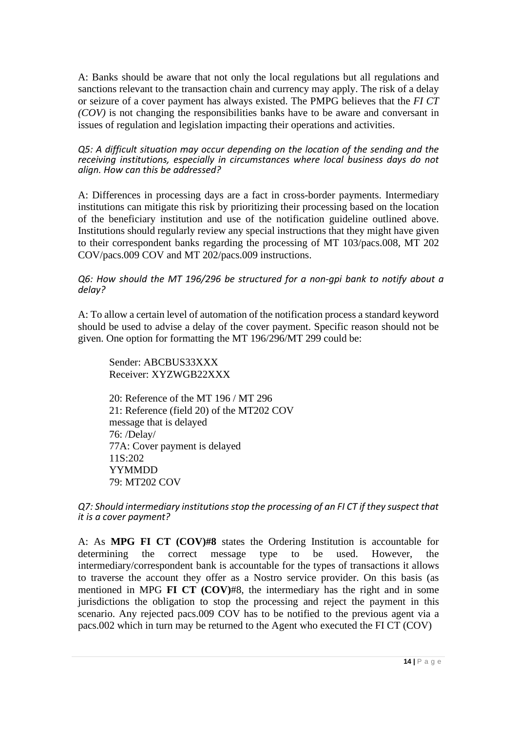A: Banks should be aware that not only the local regulations but all regulations and sanctions relevant to the transaction chain and currency may apply. The risk of a delay or seizure of a cover payment has always existed. The PMPG believes that the *FI CT (COV)* is not changing the responsibilities banks have to be aware and conversant in issues of regulation and legislation impacting their operations and activities.

*Q5: A difficult situation may occur depending on the location of the sending and the receiving institutions, especially in circumstances where local business days do not align. How can this be addressed?*

A: Differences in processing days are a fact in cross-border payments. Intermediary institutions can mitigate this risk by prioritizing their processing based on the location of the beneficiary institution and use of the notification guideline outlined above. Institutions should regularly review any special instructions that they might have given to their correspondent banks regarding the processing of MT 103/pacs.008, MT 202 COV/pacs.009 COV and MT 202/pacs.009 instructions.

*Q6: How should the MT 196/296 be structured for a non-gpi bank to notify about a delay?*

A: To allow a certain level of automation of the notification process a standard keyword should be used to advise a delay of the cover payment. Specific reason should not be given. One option for formatting the MT 196/296/MT 299 could be:

> Sender: ABCBUS33XXX
> Receiver: XYZWGB22XXX
>
> 20: Reference of the MT 196 / MT 296
> 21: Reference (field 20) of the MT202 COV message that is delayed
> 76: /Delay/
> 77A: Cover payment is delayed
> 11S:202
> YYMMDD
> 79: MT202 COV

*Q7: Should intermediary institutions stop the processing of an FI CT if they suspect that it is a cover payment?*

A: As **MPG FI CT (COV)#8** states the Ordering Institution is accountable for determining the correct message type to be used. However, the intermediary/correspondent bank is accountable for the types of transactions it allows to traverse the account they offer as a Nostro service provider. On this basis (as mentioned in MPG **FI CT (COV)**#8, the intermediary has the right and in some jurisdictions the obligation to stop the processing and reject the payment in this scenario. Any rejected pacs.009 COV has to be notified to the previous agent via a pacs.002 which in turn may be returned to the Agent who executed the FI CT (COV)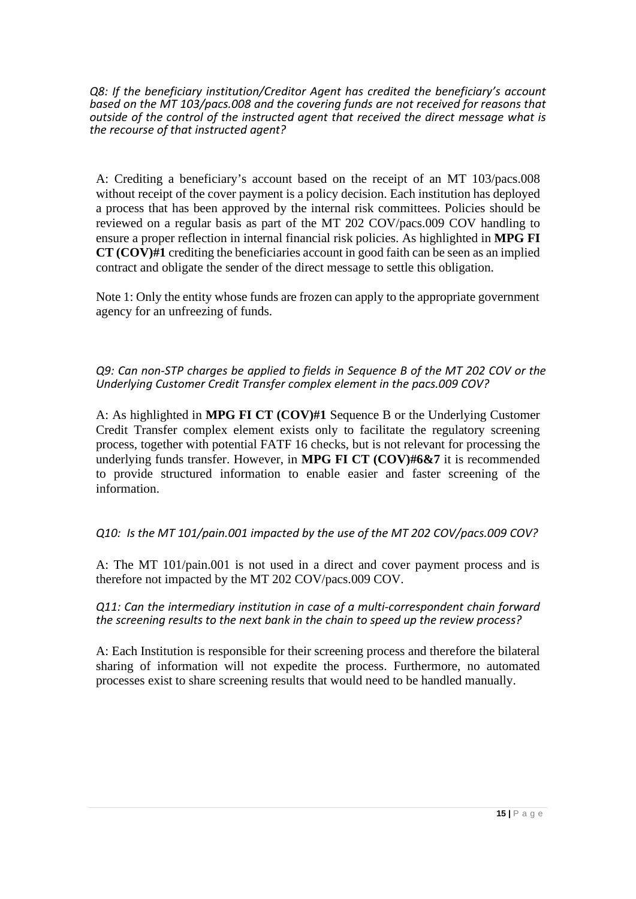*Q8: If the beneficiary institution/Creditor Agent has credited the beneficiary's account based on the MT 103/pacs.008 and the covering funds are not received for reasons that outside of the control of the instructed agent that received the direct message what is the recourse of that instructed agent?*

A: Crediting a beneficiary's account based on the receipt of an MT 103/pacs.008 without receipt of the cover payment is a policy decision. Each institution has deployed a process that has been approved by the internal risk committees. Policies should be reviewed on a regular basis as part of the MT 202 COV/pacs.009 COV handling to ensure a proper reflection in internal financial risk policies. As highlighted in **MPG FI CT (COV)#1** crediting the beneficiaries account in good faith can be seen as an implied contract and obligate the sender of the direct message to settle this obligation.

Note 1: Only the entity whose funds are frozen can apply to the appropriate government agency for an unfreezing of funds.

*Q9: Can non-STP charges be applied to fields in Sequence B of the MT 202 COV or the Underlying Customer Credit Transfer complex element in the pacs.009 COV?*

A: As highlighted in **MPG FI CT (COV)#1** Sequence B or the Underlying Customer Credit Transfer complex element exists only to facilitate the regulatory screening process, together with potential FATF 16 checks, but is not relevant for processing the underlying funds transfer. However, in **MPG FI CT (COV)#6&7** it is recommended to provide structured information to enable easier and faster screening of the information.

*Q10: Is the MT 101/pain.001 impacted by the use of the MT 202 COV/pacs.009 COV?*

A: The MT 101/pain.001 is not used in a direct and cover payment process and is therefore not impacted by the MT 202 COV/pacs.009 COV.

*Q11: Can the intermediary institution in case of a multi-correspondent chain forward the screening results to the next bank in the chain to speed up the review process?*

A: Each Institution is responsible for their screening process and therefore the bilateral sharing of information will not expedite the process. Furthermore, no automated processes exist to share screening results that would need to be handled manually.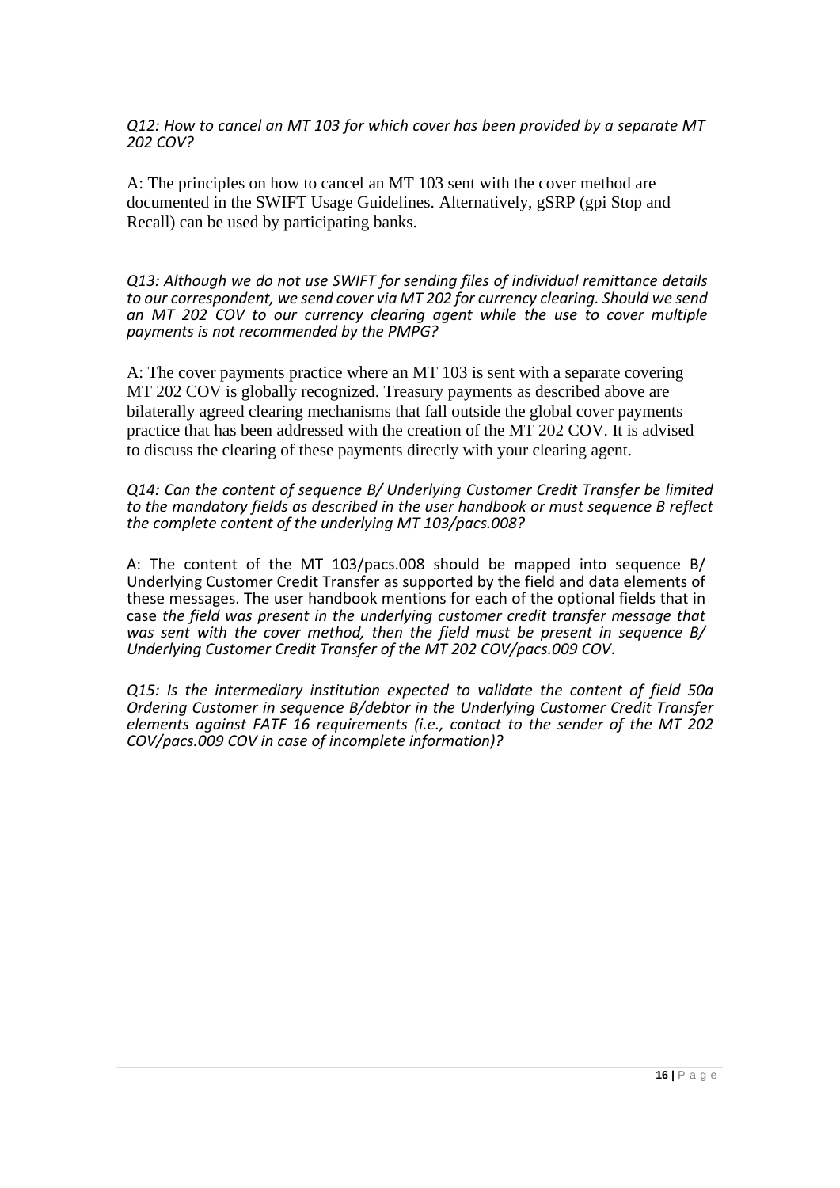*Q12: How to cancel an MT 103 for which cover has been provided by a separate MT 202 COV?*

A: The principles on how to cancel an MT 103 sent with the cover method are documented in the SWIFT Usage Guidelines. Alternatively, gSRP (gpi Stop and Recall) can be used by participating banks.

*Q13: Although we do not use SWIFT for sending files of individual remittance details to our correspondent, we send cover via MT 202 for currency clearing. Should we send an MT 202 COV to our currency clearing agent while the use to cover multiple payments is not recommended by the PMPG?*

A: The cover payments practice where an MT 103 is sent with a separate covering MT 202 COV is globally recognized. Treasury payments as described above are bilaterally agreed clearing mechanisms that fall outside the global cover payments practice that has been addressed with the creation of the MT 202 COV. It is advised to discuss the clearing of these payments directly with your clearing agent.

*Q14: Can the content of sequence B/ Underlying Customer Credit Transfer be limited to the mandatory fields as described in the user handbook or must sequence B reflect the complete content of the underlying MT 103/pacs.008?*

A: The content of the MT 103/pacs.008 should be mapped into sequence B/ Underlying Customer Credit Transfer as supported by the field and data elements of these messages. The user handbook mentions for each of the optional fields that in case *the field was present in the underlying customer credit transfer message that was sent with the cover method, then the field must be present in sequence B/ Underlying Customer Credit Transfer of the MT 202 COV/pacs.009 COV*.

*Q15: Is the intermediary institution expected to validate the content of field 50a Ordering Customer in sequence B/debtor in the Underlying Customer Credit Transfer elements against FATF 16 requirements (i.e., contact to the sender of the MT 202 COV/pacs.009 COV in case of incomplete information)?*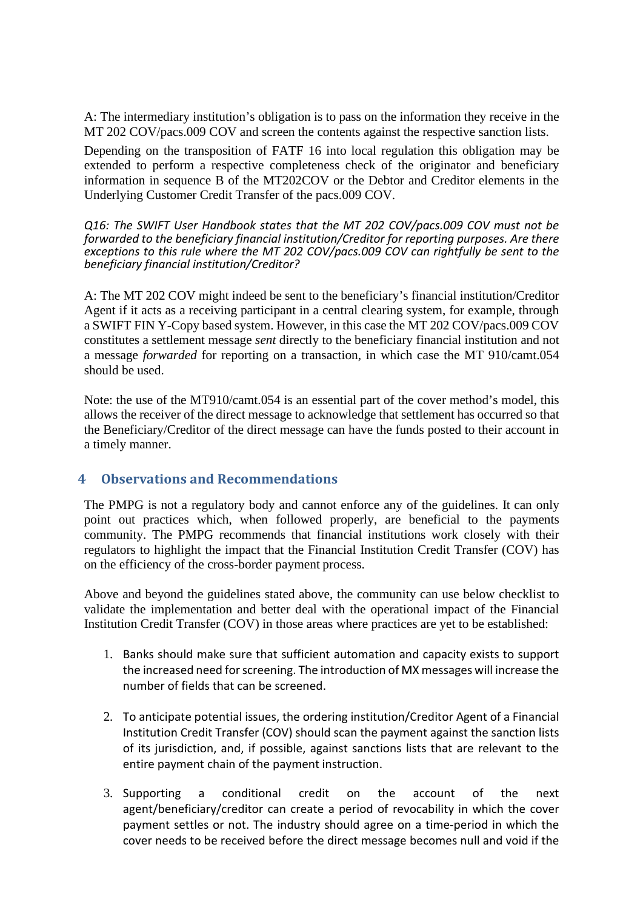A: The intermediary institution's obligation is to pass on the information they receive in the MT 202 COV/pacs.009 COV and screen the contents against the respective sanction lists.

Depending on the transposition of FATF 16 into local regulation this obligation may be extended to perform a respective completeness check of the originator and beneficiary information in sequence B of the MT202COV or the Debtor and Creditor elements in the Underlying Customer Credit Transfer of the pacs.009 COV.

*Q16: The SWIFT User Handbook states that the MT 202 COV/pacs.009 COV must not be forwarded to the beneficiary financial institution/Creditor for reporting purposes. Are there exceptions to this rule where the MT 202 COV/pacs.009 COV can rightfully be sent to the beneficiary financial institution/Creditor?*

A: The MT 202 COV might indeed be sent to the beneficiary's financial institution/Creditor Agent if it acts as a receiving participant in a central clearing system, for example, through a SWIFT FIN Y-Copy based system. However, in this case the MT 202 COV/pacs.009 COV constitutes a settlement message *sent* directly to the beneficiary financial institution and not a message *forwarded* for reporting on a transaction, in which case the MT 910/camt.054 should be used.

Note: the use of the MT910/camt.054 is an essential part of the cover method's model, this allows the receiver of the direct message to acknowledge that settlement has occurred so that the Beneficiary/Creditor of the direct message can have the funds posted to their account in a timely manner.

## 4 Observations and Recommendations

The PMPG is not a regulatory body and cannot enforce any of the guidelines. It can only point out practices which, when followed properly, are beneficial to the payments community. The PMPG recommends that financial institutions work closely with their regulators to highlight the impact that the Financial Institution Credit Transfer (COV) has on the efficiency of the cross-border payment process.

Above and beyond the guidelines stated above, the community can use below checklist to validate the implementation and better deal with the operational impact of the Financial Institution Credit Transfer (COV) in those areas where practices are yet to be established:

1. Banks should make sure that sufficient automation and capacity exists to support the increased need for screening. The introduction of MX messages will increase the number of fields that can be screened.

2. To anticipate potential issues, the ordering institution/Creditor Agent of a Financial Institution Credit Transfer (COV) should scan the payment against the sanction lists of its jurisdiction, and, if possible, against sanctions lists that are relevant to the entire payment chain of the payment instruction.

3. Supporting a conditional credit on the account of the next agent/beneficiary/creditor can create a period of revocability in which the cover payment settles or not. The industry should agree on a time-period in which the cover needs to be received before the direct message becomes null and void if the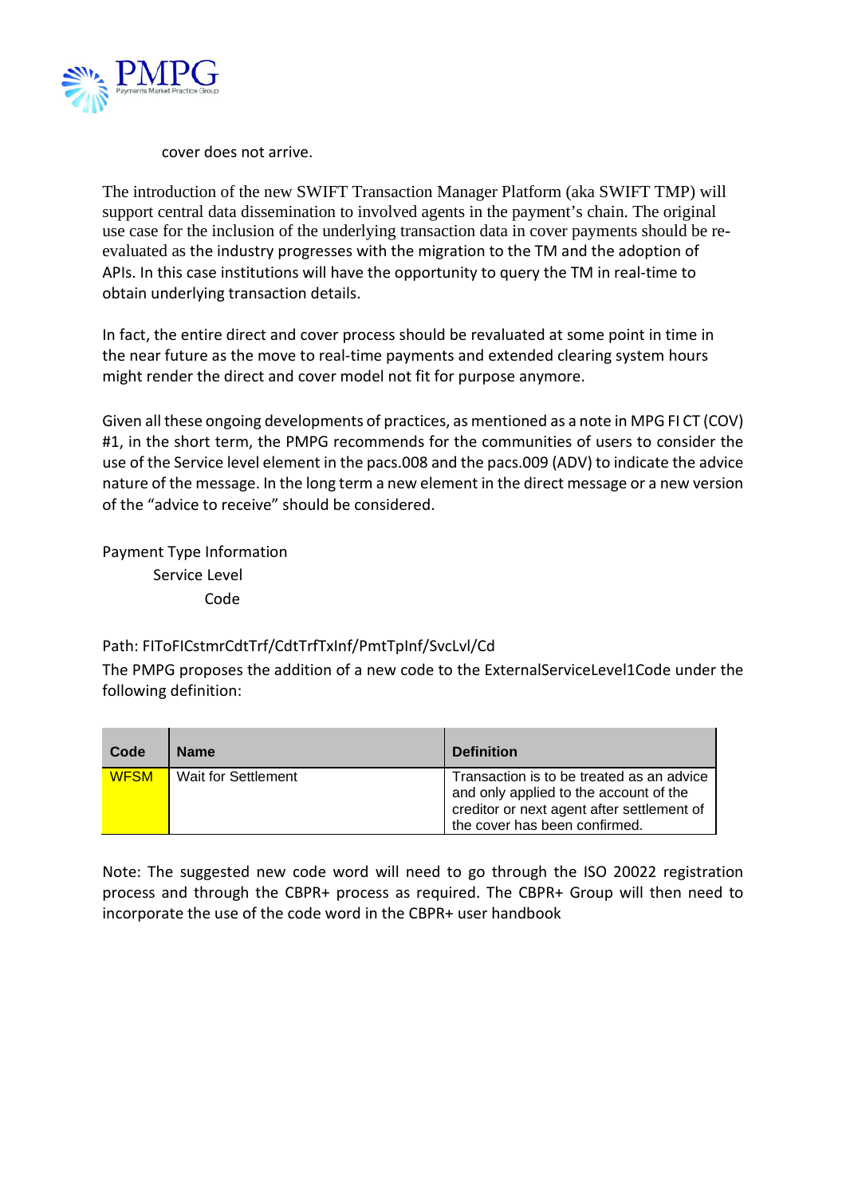cover does not arrive.

The introduction of the new SWIFT Transaction Manager Platform (aka SWIFT TMP) will support central data dissemination to involved agents in the payment's chain. The original use case for the inclusion of the underlying transaction data in cover payments should be re-evaluated as the industry progresses with the migration to the TM and the adoption of APIs. In this case institutions will have the opportunity to query the TM in real-time to obtain underlying transaction details.

In fact, the entire direct and cover process should be revaluated at some point in time in the near future as the move to real-time payments and extended clearing system hours might render the direct and cover model not fit for purpose anymore.

Given all these ongoing developments of practices, as mentioned as a note in MPG FI CT (COV) #1, in the short term, the PMPG recommends for the communities of users to consider the use of the Service level element in the pacs.008 and the pacs.009 (ADV) to indicate the advice nature of the message. In the long term a new element in the direct message or a new version of the "advice to receive" should be considered.

Payment Type Information
    Service Level
        Code

Path: FIToFICstmrCdtTrf/CdtTrfTxInf/PmtTpInf/SvcLvl/Cd

The PMPG proposes the addition of a new code to the ExternalServiceLevel1Code under the following definition:

| Code | Name | Definition |
|---|---|---|
| WFSM | Wait for Settlement | Transaction is to be treated as an advice and only applied to the account of the creditor or next agent after settlement of the cover has been confirmed. |

Note: The suggested new code word will need to go through the ISO 20022 registration process and through the CBPR+ process as required. The CBPR+ Group will then need to incorporate the use of the code word in the CBPR+ user handbook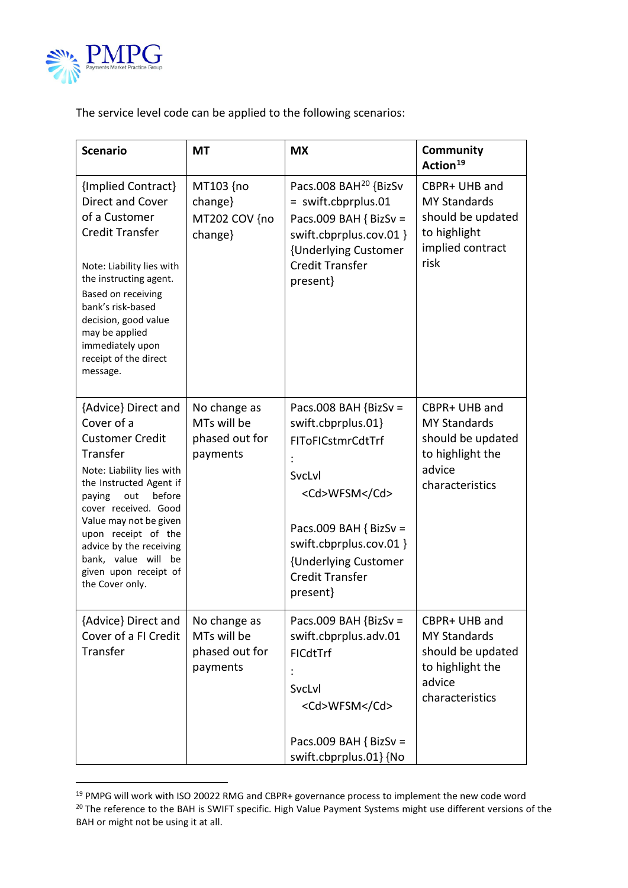The service level code can be applied to the following scenarios:

| Scenario | MT | MX | Community Action[19] |
|---|---|---|---|
| {Implied Contract} Direct and Cover of a Customer Credit Transfer<br><br>Note: Liability lies with the instructing agent. Based on receiving bank's risk-based decision, good value may be applied immediately upon receipt of the direct message. | MT103 {no change}<br>MT202 COV {no change} | Pacs.008 BAH[20] {BizSv = swift.cbprplus.01<br>Pacs.009 BAH { BizSv = swift.cbprplus.cov.01 } {Underlying Customer Credit Transfer present} | CBPR+ UHB and MY Standards should be updated to highlight implied contract risk |
| {Advice} Direct and Cover of a Customer Credit Transfer<br>Note: Liability lies with the Instructed Agent if paying out before cover received. Good Value may not be given upon receipt of the advice by the receiving bank, value will be given upon receipt of the Cover only. | No change as MTs will be phased out for payments | Pacs.008 BAH {BizSv = swift.cbprplus.01}<br>FIToFICstmrCdtTrf<br>:<br>SvcLvl<br>&lt;Cd&gt;WFSM&lt;/Cd&gt;<br><br>Pacs.009 BAH { BizSv = swift.cbprplus.cov.01 } {Underlying Customer Credit Transfer present} | CBPR+ UHB and MY Standards should be updated to highlight the advice characteristics |
| {Advice} Direct and Cover of a FI Credit Transfer | No change as MTs will be phased out for payments | Pacs.009 BAH {BizSv = swift.cbprplus.adv.01<br>FICdtTrf<br>:<br>SvcLvl<br>&lt;Cd&gt;WFSM&lt;/Cd&gt;<br><br>Pacs.009 BAH { BizSv = swift.cbprplus.01} {No | CBPR+ UHB and MY Standards should be updated to highlight the advice characteristics |

[19] PMPG will work with ISO 20022 RMG and CBPR+ governance process to implement the new code word

[20] The reference to the BAH is SWIFT specific. High Value Payment Systems might use different versions of the BAH or might not be using it at all.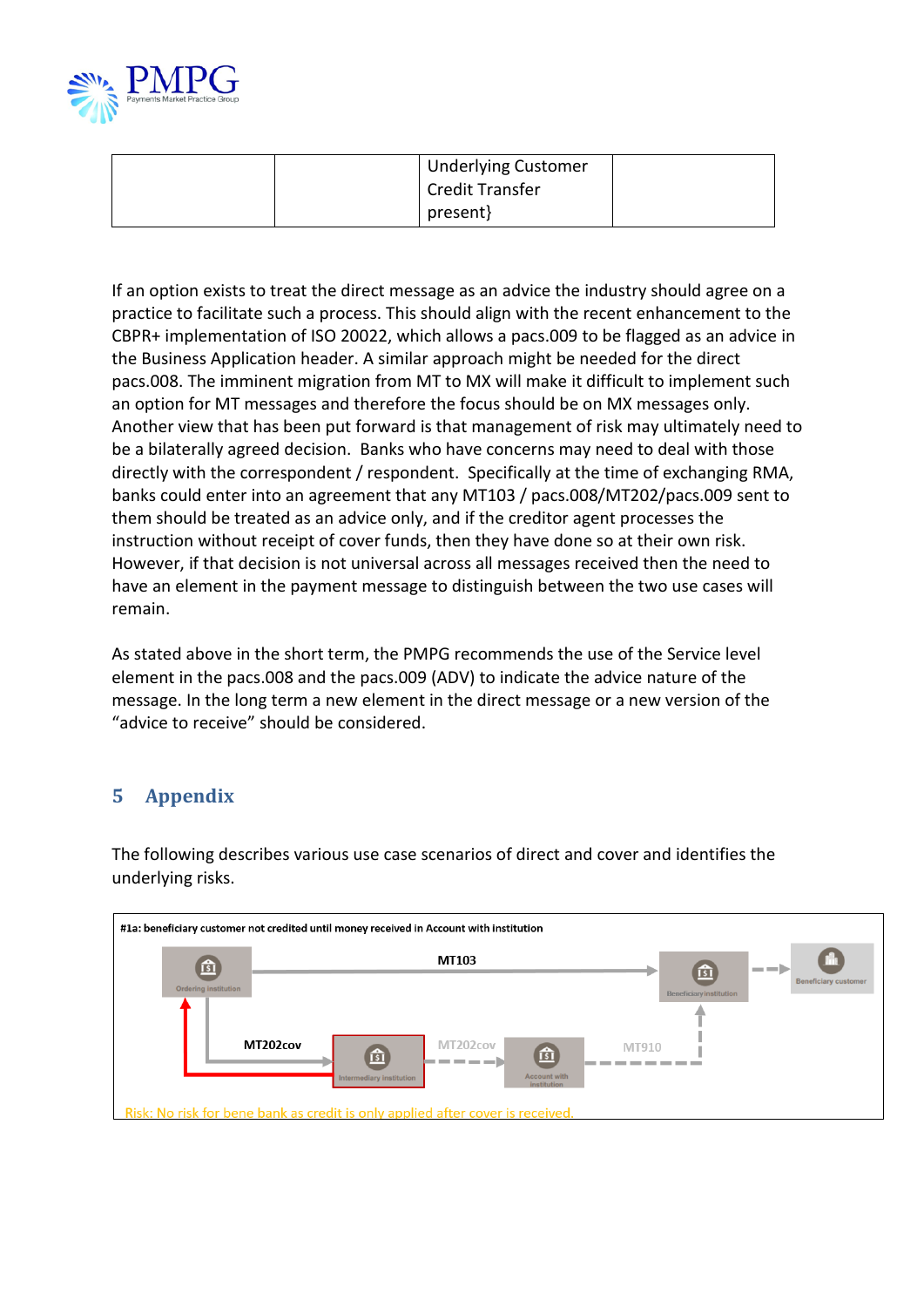| | | Underlying Customer Credit Transfer present} | |
|---|---|---|---|

If an option exists to treat the direct message as an advice the industry should agree on a practice to facilitate such a process. This should align with the recent enhancement to the CBPR+ implementation of ISO 20022, which allows a pacs.009 to be flagged as an advice in the Business Application header. A similar approach might be needed for the direct pacs.008. The imminent migration from MT to MX will make it difficult to implement such an option for MT messages and therefore the focus should be on MX messages only. Another view that has been put forward is that management of risk may ultimately need to be a bilaterally agreed decision. Banks who have concerns may need to deal with those directly with the correspondent / respondent. Specifically at the time of exchanging RMA, banks could enter into an agreement that any MT103 / pacs.008/MT202/pacs.009 sent to them should be treated as an advice only, and if the creditor agent processes the instruction without receipt of cover funds, then they have done so at their own risk. However, if that decision is not universal across all messages received then the need to have an element in the payment message to distinguish between the two use cases will remain.

As stated above in the short term, the PMPG recommends the use of the Service level element in the pacs.008 and the pacs.009 (ADV) to indicate the advice nature of the message. In the long term a new element in the direct message or a new version of the "advice to receive" should be considered.

# 5 Appendix

The following describes various use case scenarios of direct and cover and identifies the underlying risks.

#1a: beneficiary customer not credited until money received in Account with institution

Ordering institution — MT103 → Beneficiary institution → Beneficiary customer

Ordering institution — MT202cov → Intermediary institution — MT202cov → Account with institution — MT910 → Beneficiary institution

Risk: No risk for bene bank as credit is only applied after cover is received.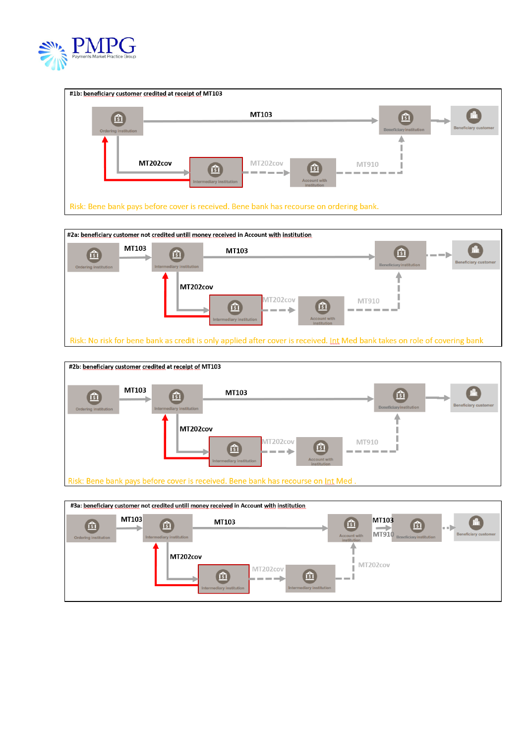#1b: beneficiary customer credited at receipt of MT103

MT103

Ordering institution

MT202cov

Intermediary institution

MT202cov

Account with institution

MT910

Beneficiary institution

Beneficiary customer

Risk: Bene bank pays before cover is received. Bene bank has recourse on ordering bank.

#2a: beneficiary customer not credited untill money received in Account with institution

Ordering institution

MT103

Intermediary institution

MT103

Beneficiary institution

Beneficiary customer

MT202cov

Intermediary institution

MT202cov

Account with institution

MT910

Risk: No risk for bene bank as credit is only applied after cover is received. Int Med bank takes on role of covering bank

#2b: beneficiary customer credited at receipt of MT103

Ordering institution

MT103

Intermediary institution

MT103

Beneficiary institution

Beneficiary customer

MT202cov

Intermediary institution

MT202cov

Account with institution

MT910

Risk: Bene bank pays before cover is received. Bene bank has recourse on Int Med .

#3a: beneficiary customer not credited untill money received in Account with institution

Ordering institution

MT103

Intermediary institution

MT103

Account with institution

MT103

MT910

Beneficiary institution

Beneficiary customer

MT202cov

Intermediary institution

MT202cov

Intermediary institution

MT202cov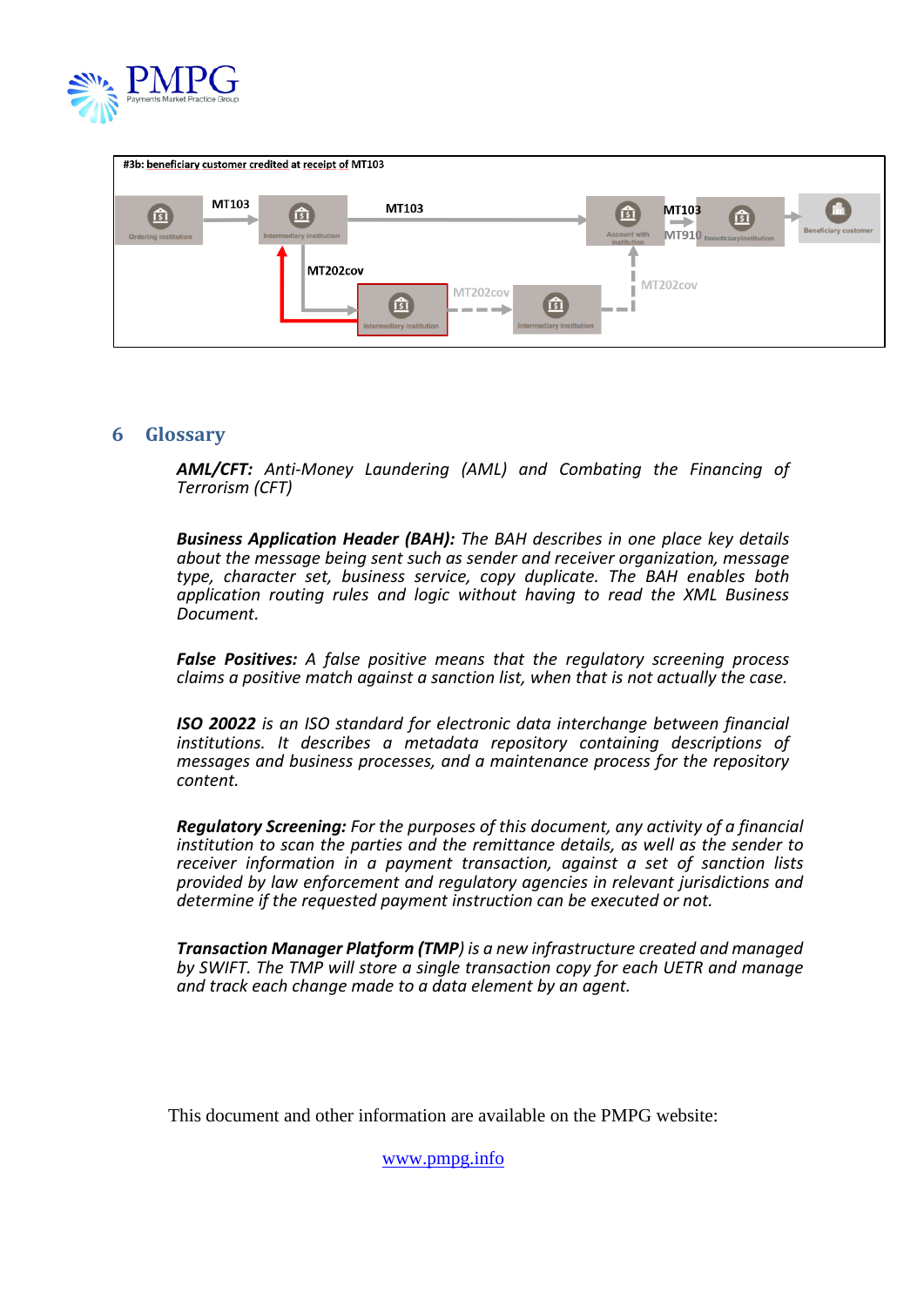#3b: beneficiary customer credited at receipt of MT103

Ordering institution
MT103
Intermediary institution
MT103
Account with institution
MT103
MT910
Beneficiary institution
Beneficiary customer
MT202cov
Intermediary institution
MT202cov
Intermediary institution
MT202cov

## 6 Glossary

***AML/CFT:*** *Anti-Money Laundering (AML) and Combating the Financing of Terrorism (CFT)*

***Business Application Header (BAH):*** *The BAH describes in one place key details about the message being sent such as sender and receiver organization, message type, character set, business service, copy duplicate. The BAH enables both application routing rules and logic without having to read the XML Business Document.*

***False Positives:*** *A false positive means that the regulatory screening process claims a positive match against a sanction list, when that is not actually the case.*

***ISO 20022*** *is an ISO standard for electronic data interchange between financial institutions. It describes a metadata repository containing descriptions of messages and business processes, and a maintenance process for the repository content.*

***Regulatory Screening:*** *For the purposes of this document, any activity of a financial institution to scan the parties and the remittance details, as well as the sender to receiver information in a payment transaction, against a set of sanction lists provided by law enforcement and regulatory agencies in relevant jurisdictions and determine if the requested payment instruction can be executed or not.*

***Transaction Manager Platform (TMP****) is a new infrastructure created and managed by SWIFT. The TMP will store a single transaction copy for each UETR and manage and track each change made to a data element by an agent.*

This document and other information are available on the PMPG website:

www.pmpg.info